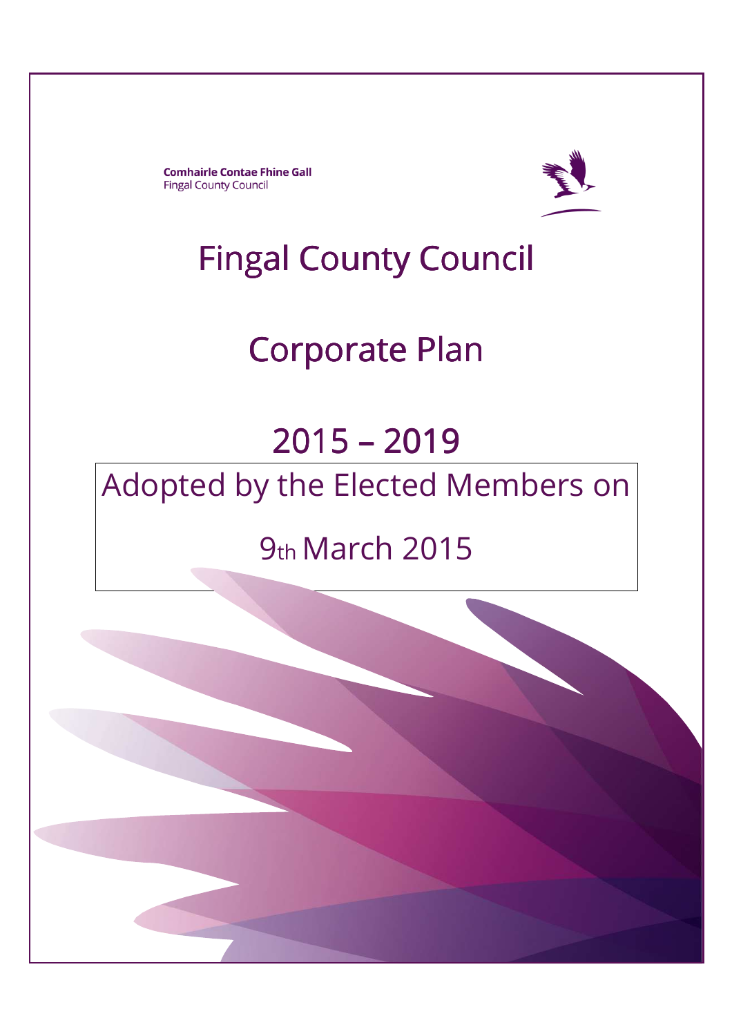**Comhairle Contae Fhine Gall**
Fingal County Council

# Fingal County Council

# Corporate Plan

# 2015 – 2019

Adopted by the Elected Members on

9th March 2015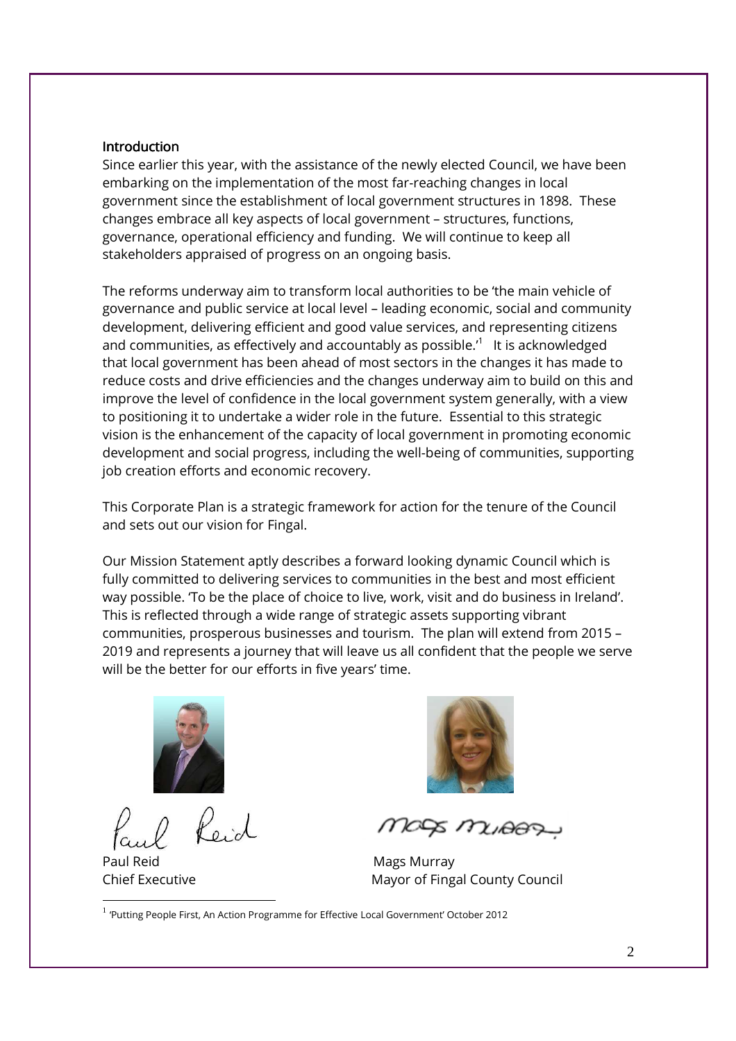## Introduction

Since earlier this year, with the assistance of the newly elected Council, we have been embarking on the implementation of the most far-reaching changes in local government since the establishment of local government structures in 1898. These changes embrace all key aspects of local government – structures, functions, governance, operational efficiency and funding. We will continue to keep all stakeholders appraised of progress on an ongoing basis.

The reforms underway aim to transform local authorities to be 'the main vehicle of governance and public service at local level – leading economic, social and community development, delivering efficient and good value services, and representing citizens and communities, as effectively and accountably as possible.'[1] It is acknowledged that local government has been ahead of most sectors in the changes it has made to reduce costs and drive efficiencies and the changes underway aim to build on this and improve the level of confidence in the local government system generally, with a view to positioning it to undertake a wider role in the future. Essential to this strategic vision is the enhancement of the capacity of local government in promoting economic development and social progress, including the well-being of communities, supporting job creation efforts and economic recovery.

This Corporate Plan is a strategic framework for action for the tenure of the Council and sets out our vision for Fingal.

Our Mission Statement aptly describes a forward looking dynamic Council which is fully committed to delivering services to communities in the best and most efficient way possible. 'To be the place of choice to live, work, visit and do business in Ireland'. This is reflected through a wide range of strategic assets supporting vibrant communities, prosperous businesses and tourism. The plan will extend from 2015 – 2019 and represents a journey that will leave us all confident that the people we serve will be the better for our efforts in five years' time.

Paul Reid
Chief Executive

Mags Murray
Mayor of Fingal County Council

---

[1] 'Putting People First, An Action Programme for Effective Local Government' October 2012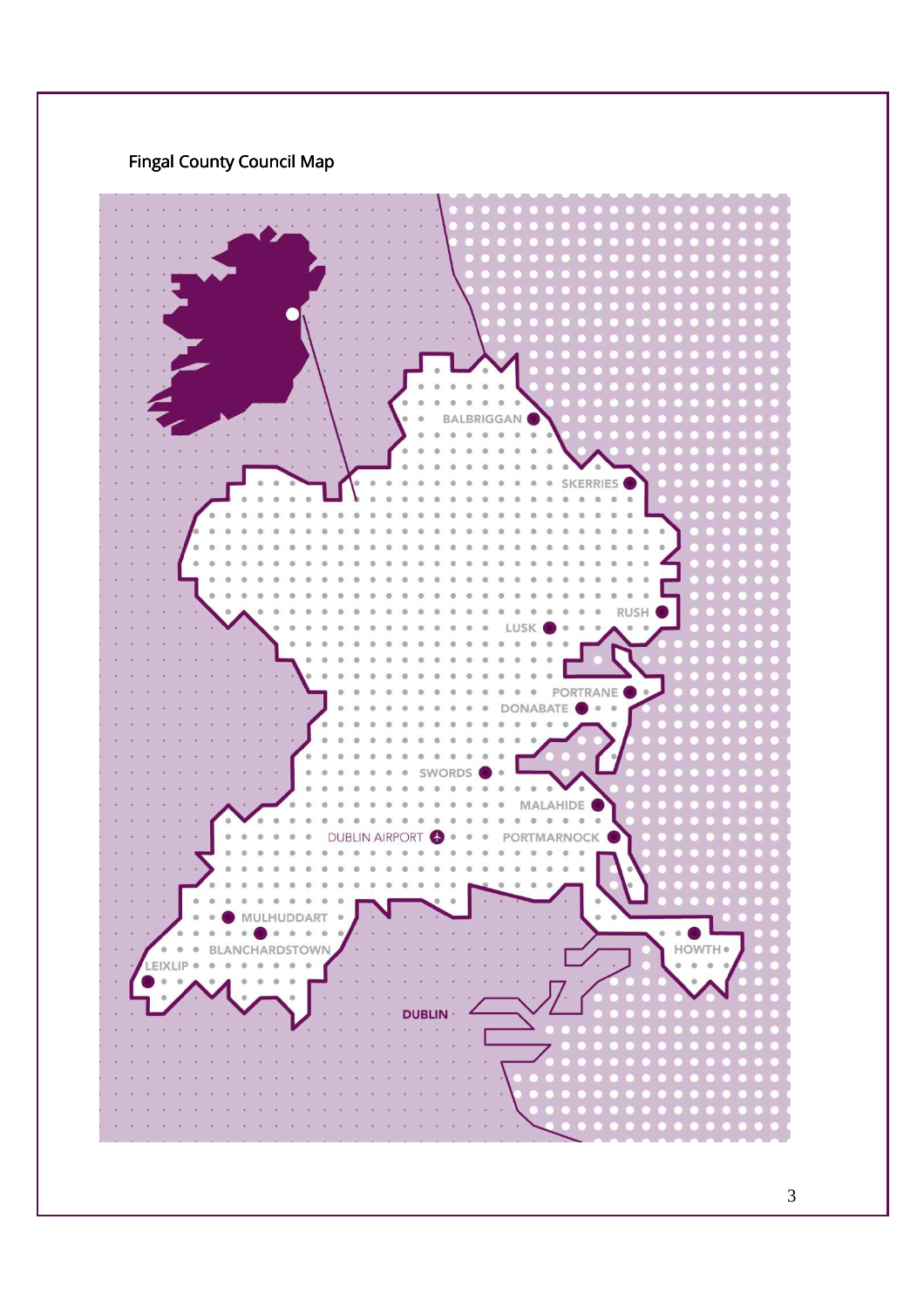Fingal County Council Map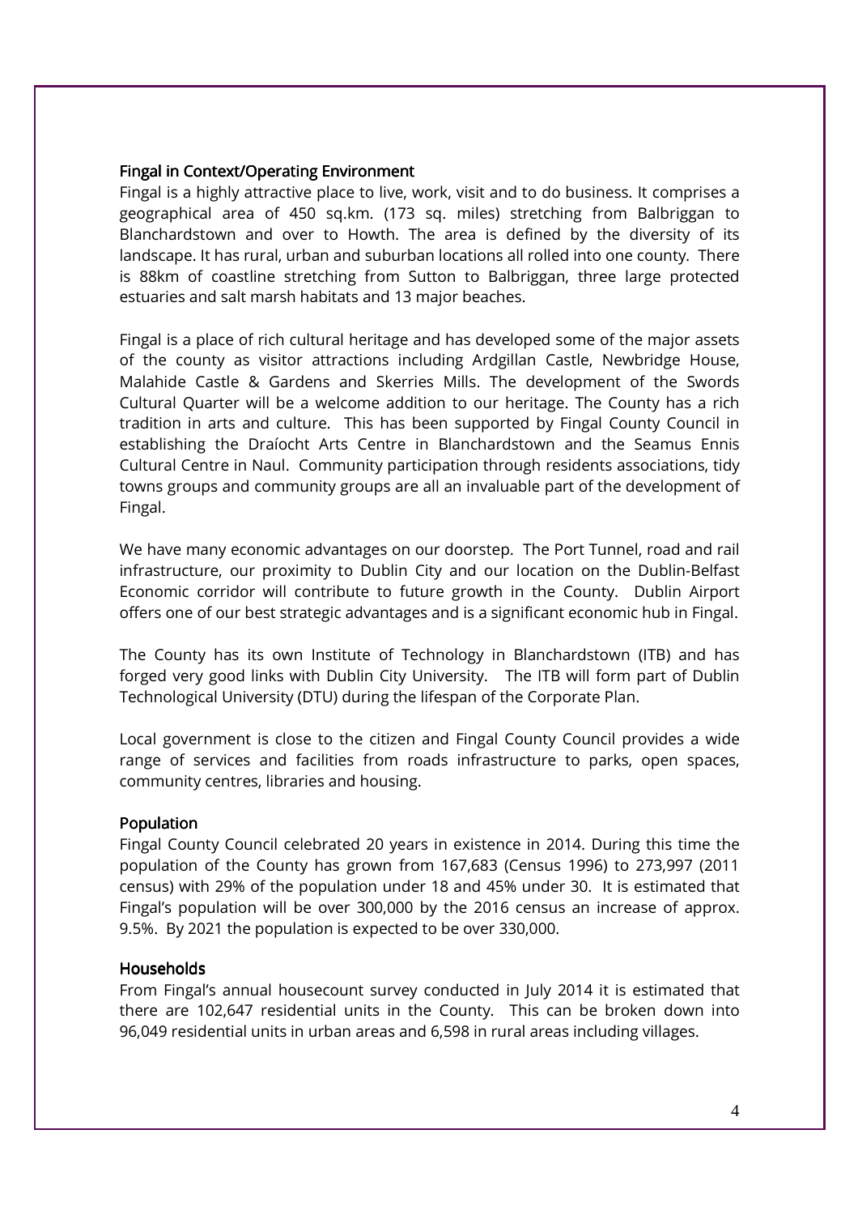## Fingal in Context/Operating Environment

Fingal is a highly attractive place to live, work, visit and to do business. It comprises a geographical area of 450 sq.km. (173 sq. miles) stretching from Balbriggan to Blanchardstown and over to Howth. The area is defined by the diversity of its landscape. It has rural, urban and suburban locations all rolled into one county. There is 88km of coastline stretching from Sutton to Balbriggan, three large protected estuaries and salt marsh habitats and 13 major beaches.

Fingal is a place of rich cultural heritage and has developed some of the major assets of the county as visitor attractions including Ardgillan Castle, Newbridge House, Malahide Castle & Gardens and Skerries Mills. The development of the Swords Cultural Quarter will be a welcome addition to our heritage. The County has a rich tradition in arts and culture. This has been supported by Fingal County Council in establishing the Draíocht Arts Centre in Blanchardstown and the Seamus Ennis Cultural Centre in Naul. Community participation through residents associations, tidy towns groups and community groups are all an invaluable part of the development of Fingal.

We have many economic advantages on our doorstep. The Port Tunnel, road and rail infrastructure, our proximity to Dublin City and our location on the Dublin-Belfast Economic corridor will contribute to future growth in the County. Dublin Airport offers one of our best strategic advantages and is a significant economic hub in Fingal.

The County has its own Institute of Technology in Blanchardstown (ITB) and has forged very good links with Dublin City University. The ITB will form part of Dublin Technological University (DTU) during the lifespan of the Corporate Plan.

Local government is close to the citizen and Fingal County Council provides a wide range of services and facilities from roads infrastructure to parks, open spaces, community centres, libraries and housing.

## Population

Fingal County Council celebrated 20 years in existence in 2014. During this time the population of the County has grown from 167,683 (Census 1996) to 273,997 (2011 census) with 29% of the population under 18 and 45% under 30. It is estimated that Fingal's population will be over 300,000 by the 2016 census an increase of approx. 9.5%. By 2021 the population is expected to be over 330,000.

## Households

From Fingal's annual housecount survey conducted in July 2014 it is estimated that there are 102,647 residential units in the County. This can be broken down into 96,049 residential units in urban areas and 6,598 in rural areas including villages.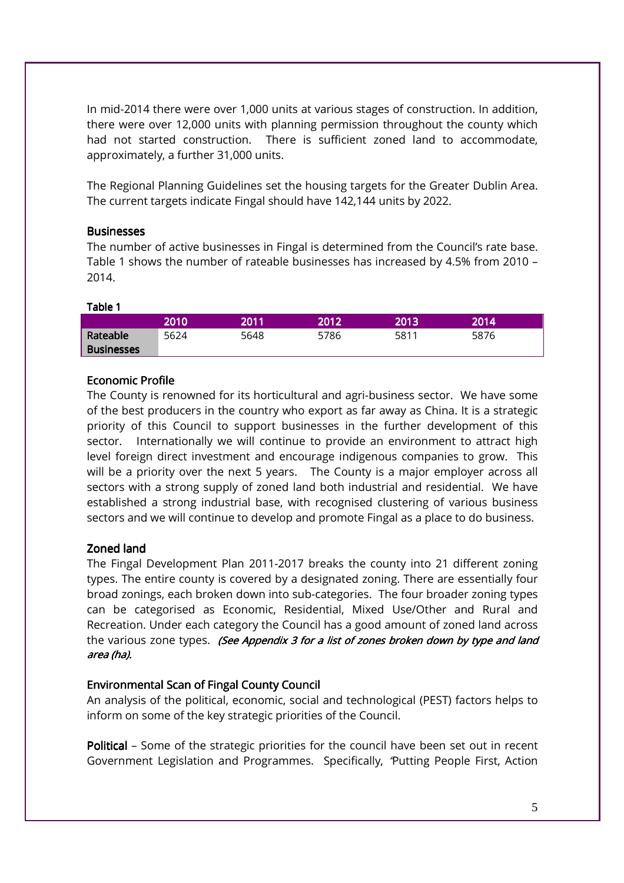In mid-2014 there were over 1,000 units at various stages of construction. In addition, there were over 12,000 units with planning permission throughout the county which had not started construction. There is sufficient zoned land to accommodate, approximately, a further 31,000 units.

The Regional Planning Guidelines set the housing targets for the Greater Dublin Area. The current targets indicate Fingal should have 142,144 units by 2022.

### Businesses

The number of active businesses in Fingal is determined from the Council's rate base. Table 1 shows the number of rateable businesses has increased by 4.5% from 2010 – 2014.

**Table 1**

| | 2010 | 2011 | 2012 | 2013 | 2014 |
|---|---|---|---|---|---|
| Rateable Businesses | 5624 | 5648 | 5786 | 5811 | 5876 |

### Economic Profile

The County is renowned for its horticultural and agri-business sector. We have some of the best producers in the country who export as far away as China. It is a strategic priority of this Council to support businesses in the further development of this sector. Internationally we will continue to provide an environment to attract high level foreign direct investment and encourage indigenous companies to grow. This will be a priority over the next 5 years. The County is a major employer across all sectors with a strong supply of zoned land both industrial and residential. We have established a strong industrial base, with recognised clustering of various business sectors and we will continue to develop and promote Fingal as a place to do business.

### Zoned land

The Fingal Development Plan 2011-2017 breaks the county into 21 different zoning types. The entire county is covered by a designated zoning. There are essentially four broad zonings, each broken down into sub-categories. The four broader zoning types can be categorised as Economic, Residential, Mixed Use/Other and Rural and Recreation. Under each category the Council has a good amount of zoned land across the various zone types. *(See Appendix 3 for a list of zones broken down by type and land area (ha).*

### Environmental Scan of Fingal County Council

An analysis of the political, economic, social and technological (PEST) factors helps to inform on some of the key strategic priorities of the Council.

**Political** – Some of the strategic priorities for the council have been set out in recent Government Legislation and Programmes. Specifically, 'Putting People First, Action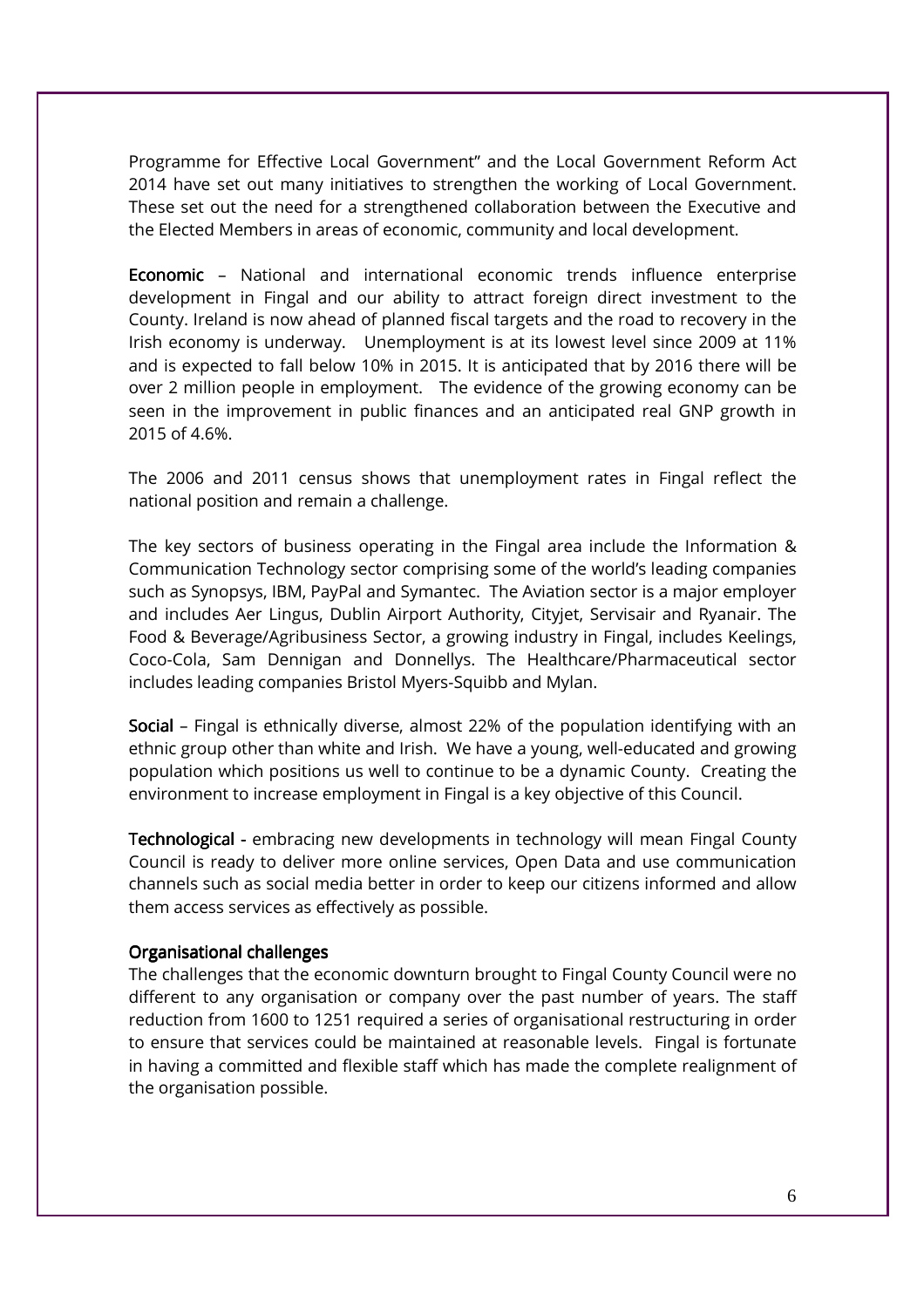Programme for Effective Local Government" and the Local Government Reform Act 2014 have set out many initiatives to strengthen the working of Local Government. These set out the need for a strengthened collaboration between the Executive and the Elected Members in areas of economic, community and local development.

**Economic** – National and international economic trends influence enterprise development in Fingal and our ability to attract foreign direct investment to the County. Ireland is now ahead of planned fiscal targets and the road to recovery in the Irish economy is underway. Unemployment is at its lowest level since 2009 at 11% and is expected to fall below 10% in 2015. It is anticipated that by 2016 there will be over 2 million people in employment. The evidence of the growing economy can be seen in the improvement in public finances and an anticipated real GNP growth in 2015 of 4.6%.

The 2006 and 2011 census shows that unemployment rates in Fingal reflect the national position and remain a challenge.

The key sectors of business operating in the Fingal area include the Information & Communication Technology sector comprising some of the world's leading companies such as Synopsys, IBM, PayPal and Symantec. The Aviation sector is a major employer and includes Aer Lingus, Dublin Airport Authority, Cityjet, Servisair and Ryanair. The Food & Beverage/Agribusiness Sector, a growing industry in Fingal, includes Keelings, Coco-Cola, Sam Dennigan and Donnellys. The Healthcare/Pharmaceutical sector includes leading companies Bristol Myers-Squibb and Mylan.

**Social** – Fingal is ethnically diverse, almost 22% of the population identifying with an ethnic group other than white and Irish. We have a young, well-educated and growing population which positions us well to continue to be a dynamic County. Creating the environment to increase employment in Fingal is a key objective of this Council.

**Technological** - embracing new developments in technology will mean Fingal County Council is ready to deliver more online services, Open Data and use communication channels such as social media better in order to keep our citizens informed and allow them access services as effectively as possible.

### Organisational challenges

The challenges that the economic downturn brought to Fingal County Council were no different to any organisation or company over the past number of years. The staff reduction from 1600 to 1251 required a series of organisational restructuring in order to ensure that services could be maintained at reasonable levels. Fingal is fortunate in having a committed and flexible staff which has made the complete realignment of the organisation possible.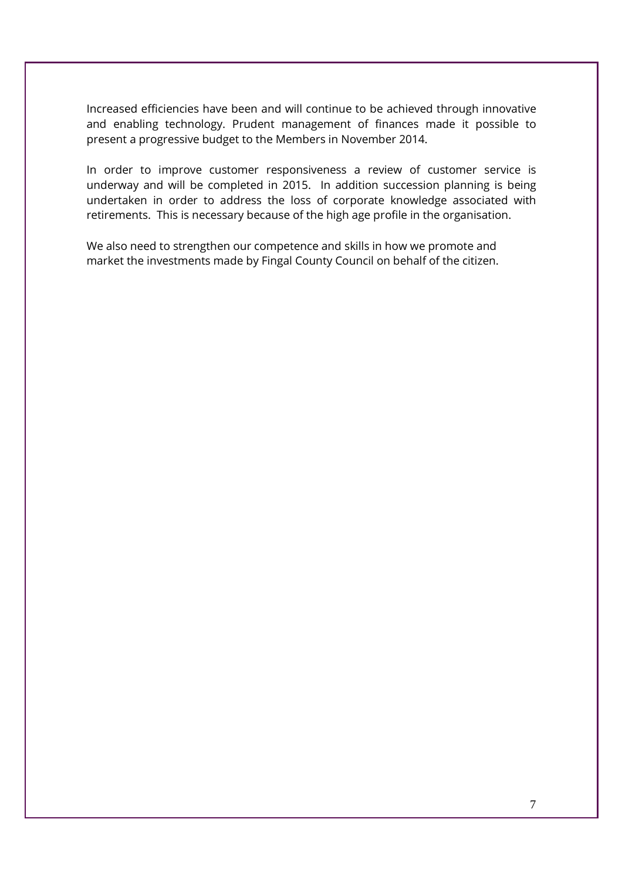Increased efficiencies have been and will continue to be achieved through innovative and enabling technology. Prudent management of finances made it possible to present a progressive budget to the Members in November 2014.

In order to improve customer responsiveness a review of customer service is underway and will be completed in 2015. In addition succession planning is being undertaken in order to address the loss of corporate knowledge associated with retirements. This is necessary because of the high age profile in the organisation.

We also need to strengthen our competence and skills in how we promote and market the investments made by Fingal County Council on behalf of the citizen.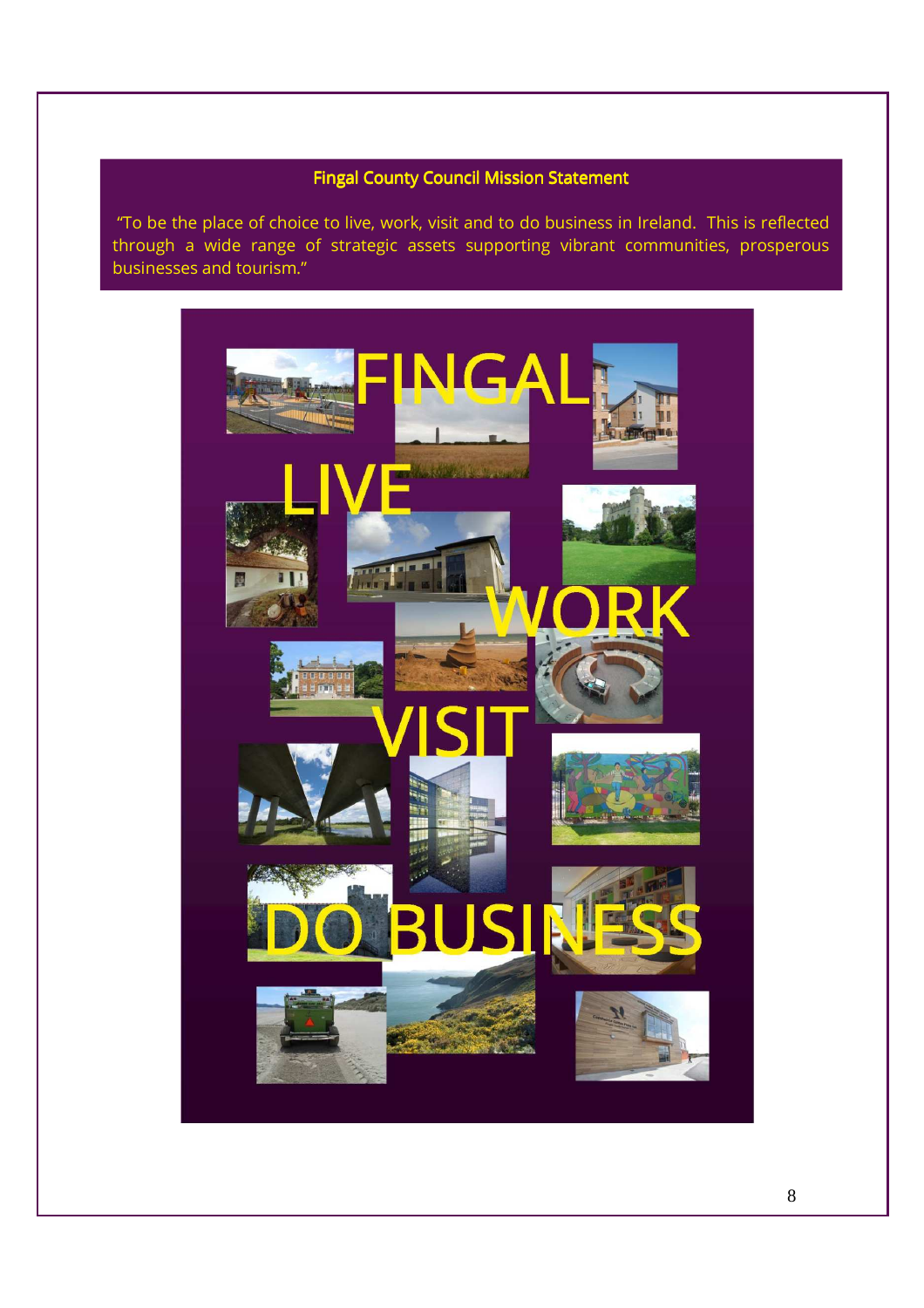**Fingal County Council Mission Statement**

"To be the place of choice to live, work, visit and to do business in Ireland. This is reflected through a wide range of strategic assets supporting vibrant communities, prosperous businesses and tourism."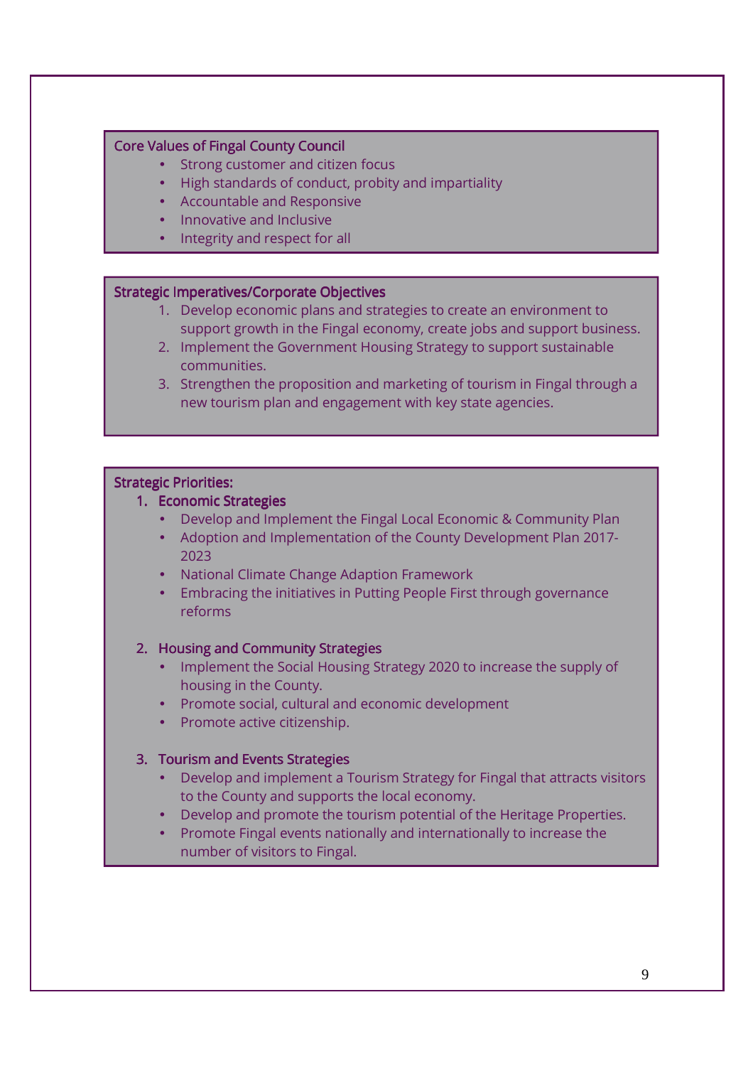### Core Values of Fingal County Council

- Strong customer and citizen focus
- High standards of conduct, probity and impartiality
- Accountable and Responsive
- Innovative and Inclusive
- Integrity and respect for all

### Strategic Imperatives/Corporate Objectives

1. Develop economic plans and strategies to create an environment to support growth in the Fingal economy, create jobs and support business.
2. Implement the Government Housing Strategy to support sustainable communities.
3. Strengthen the proposition and marketing of tourism in Fingal through a new tourism plan and engagement with key state agencies.

### Strategic Priorities:

1. **Economic Strategies**
   - Develop and Implement the Fingal Local Economic & Community Plan
   - Adoption and Implementation of the County Development Plan 2017-2023
   - National Climate Change Adaption Framework
   - Embracing the initiatives in Putting People First through governance reforms

2. **Housing and Community Strategies**
   - Implement the Social Housing Strategy 2020 to increase the supply of housing in the County.
   - Promote social, cultural and economic development
   - Promote active citizenship.

3. **Tourism and Events Strategies**
   - Develop and implement a Tourism Strategy for Fingal that attracts visitors to the County and supports the local economy.
   - Develop and promote the tourism potential of the Heritage Properties.
   - Promote Fingal events nationally and internationally to increase the number of visitors to Fingal.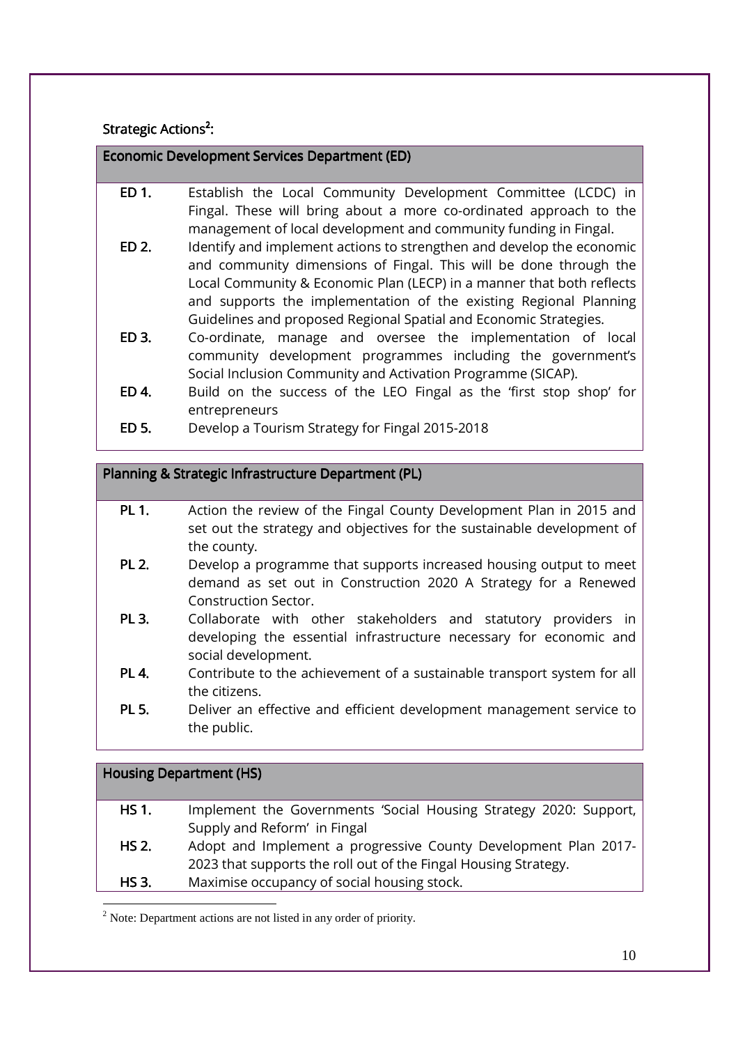### Strategic Actions[2]:

| Economic Development Services Department (ED) | |
|---|---|
| **ED 1.** | Establish the Local Community Development Committee (LCDC) in Fingal. These will bring about a more co-ordinated approach to the management of local development and community funding in Fingal. |
| **ED 2.** | Identify and implement actions to strengthen and develop the economic and community dimensions of Fingal. This will be done through the Local Community & Economic Plan (LECP) in a manner that both reflects and supports the implementation of the existing Regional Planning Guidelines and proposed Regional Spatial and Economic Strategies. |
| **ED 3.** | Co-ordinate, manage and oversee the implementation of local community development programmes including the government's Social Inclusion Community and Activation Programme (SICAP). |
| **ED 4.** | Build on the success of the LEO Fingal as the 'first stop shop' for entrepreneurs |
| **ED 5.** | Develop a Tourism Strategy for Fingal 2015-2018 |

| Planning & Strategic Infrastructure Department (PL) | |
|---|---|
| **PL 1.** | Action the review of the Fingal County Development Plan in 2015 and set out the strategy and objectives for the sustainable development of the county. |
| **PL 2.** | Develop a programme that supports increased housing output to meet demand as set out in Construction 2020 A Strategy for a Renewed Construction Sector. |
| **PL 3.** | Collaborate with other stakeholders and statutory providers in developing the essential infrastructure necessary for economic and social development. |
| **PL 4.** | Contribute to the achievement of a sustainable transport system for all the citizens. |
| **PL 5.** | Deliver an effective and efficient development management service to the public. |

| Housing Department (HS) | |
|---|---|
| **HS 1.** | Implement the Governments 'Social Housing Strategy 2020: Support, Supply and Reform' in Fingal |
| **HS 2.** | Adopt and Implement a progressive County Development Plan 2017-2023 that supports the roll out of the Fingal Housing Strategy. |
| **HS 3.** | Maximise occupancy of social housing stock. |

[2] Note: Department actions are not listed in any order of priority.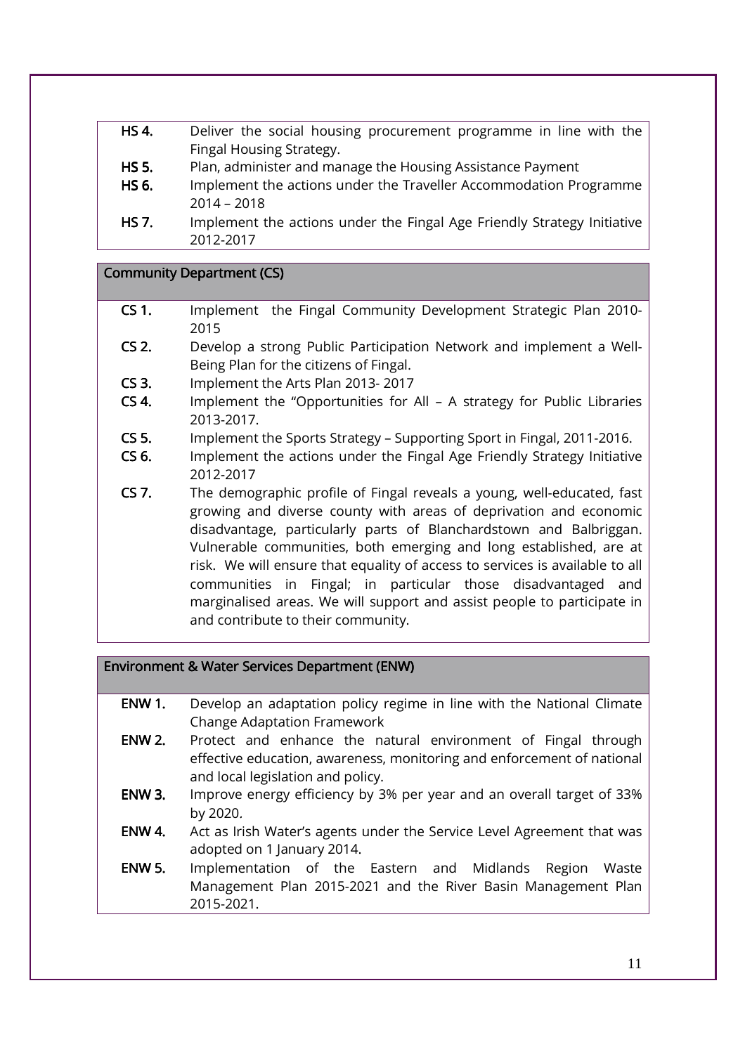| | |
|---|---|
| **HS 4.** | Deliver the social housing procurement programme in line with the Fingal Housing Strategy. |
| **HS 5.** | Plan, administer and manage the Housing Assistance Payment |
| **HS 6.** | Implement the actions under the Traveller Accommodation Programme 2014 – 2018 |
| **HS 7.** | Implement the actions under the Fingal Age Friendly Strategy Initiative 2012-2017 |

## Community Department (CS)

| | |
|---|---|
| **CS 1.** | Implement the Fingal Community Development Strategic Plan 2010-2015 |
| **CS 2.** | Develop a strong Public Participation Network and implement a Well-Being Plan for the citizens of Fingal. |
| **CS 3.** | Implement the Arts Plan 2013- 2017 |
| **CS 4.** | Implement the "Opportunities for All – A strategy for Public Libraries 2013-2017. |
| **CS 5.** | Implement the Sports Strategy – Supporting Sport in Fingal, 2011-2016. |
| **CS 6.** | Implement the actions under the Fingal Age Friendly Strategy Initiative 2012-2017 |
| **CS 7.** | The demographic profile of Fingal reveals a young, well-educated, fast growing and diverse county with areas of deprivation and economic disadvantage, particularly parts of Blanchardstown and Balbriggan. Vulnerable communities, both emerging and long established, are at risk. We will ensure that equality of access to services is available to all communities in Fingal; in particular those disadvantaged and marginalised areas. We will support and assist people to participate in and contribute to their community. |

## Environment & Water Services Department (ENW)

| | |
|---|---|
| **ENW 1.** | Develop an adaptation policy regime in line with the National Climate Change Adaptation Framework |
| **ENW 2.** | Protect and enhance the natural environment of Fingal through effective education, awareness, monitoring and enforcement of national and local legislation and policy. |
| **ENW 3.** | Improve energy efficiency by 3% per year and an overall target of 33% by 2020. |
| **ENW 4.** | Act as Irish Water's agents under the Service Level Agreement that was adopted on 1 January 2014. |
| **ENW 5.** | Implementation of the Eastern and Midlands Region Waste Management Plan 2015-2021 and the River Basin Management Plan 2015-2021. |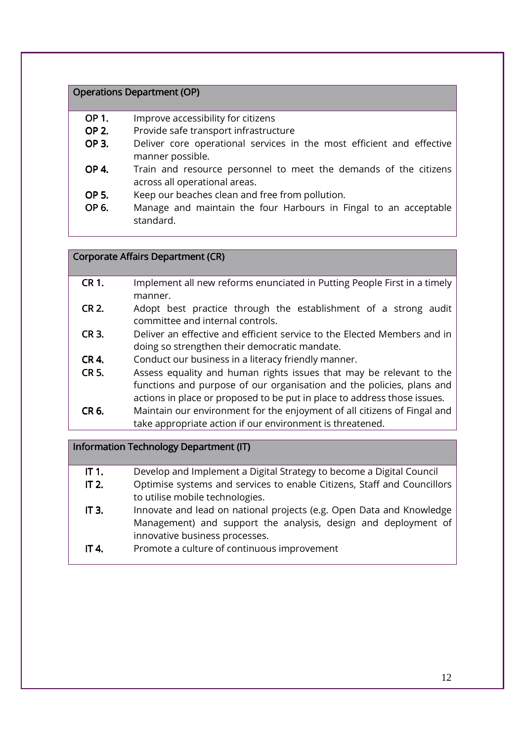| Operations Department (OP) | |
|---|---|
| **OP 1.** | Improve accessibility for citizens |
| **OP 2.** | Provide safe transport infrastructure |
| **OP 3.** | Deliver core operational services in the most efficient and effective manner possible. |
| **OP 4.** | Train and resource personnel to meet the demands of the citizens across all operational areas. |
| **OP 5.** | Keep our beaches clean and free from pollution. |
| **OP 6.** | Manage and maintain the four Harbours in Fingal to an acceptable standard. |

| Corporate Affairs Department (CR) | |
|---|---|
| **CR 1.** | Implement all new reforms enunciated in Putting People First in a timely manner. |
| **CR 2.** | Adopt best practice through the establishment of a strong audit committee and internal controls. |
| **CR 3.** | Deliver an effective and efficient service to the Elected Members and in doing so strengthen their democratic mandate. |
| **CR 4.** | Conduct our business in a literacy friendly manner. |
| **CR 5.** | Assess equality and human rights issues that may be relevant to the functions and purpose of our organisation and the policies, plans and actions in place or proposed to be put in place to address those issues. |
| **CR 6.** | Maintain our environment for the enjoyment of all citizens of Fingal and take appropriate action if our environment is threatened. |

| Information Technology Department (IT) | |
|---|---|
| **IT 1.** | Develop and Implement a Digital Strategy to become a Digital Council |
| **IT 2.** | Optimise systems and services to enable Citizens, Staff and Councillors to utilise mobile technologies. |
| **IT 3.** | Innovate and lead on national projects (e.g. Open Data and Knowledge Management) and support the analysis, design and deployment of innovative business processes. |
| **IT 4.** | Promote a culture of continuous improvement |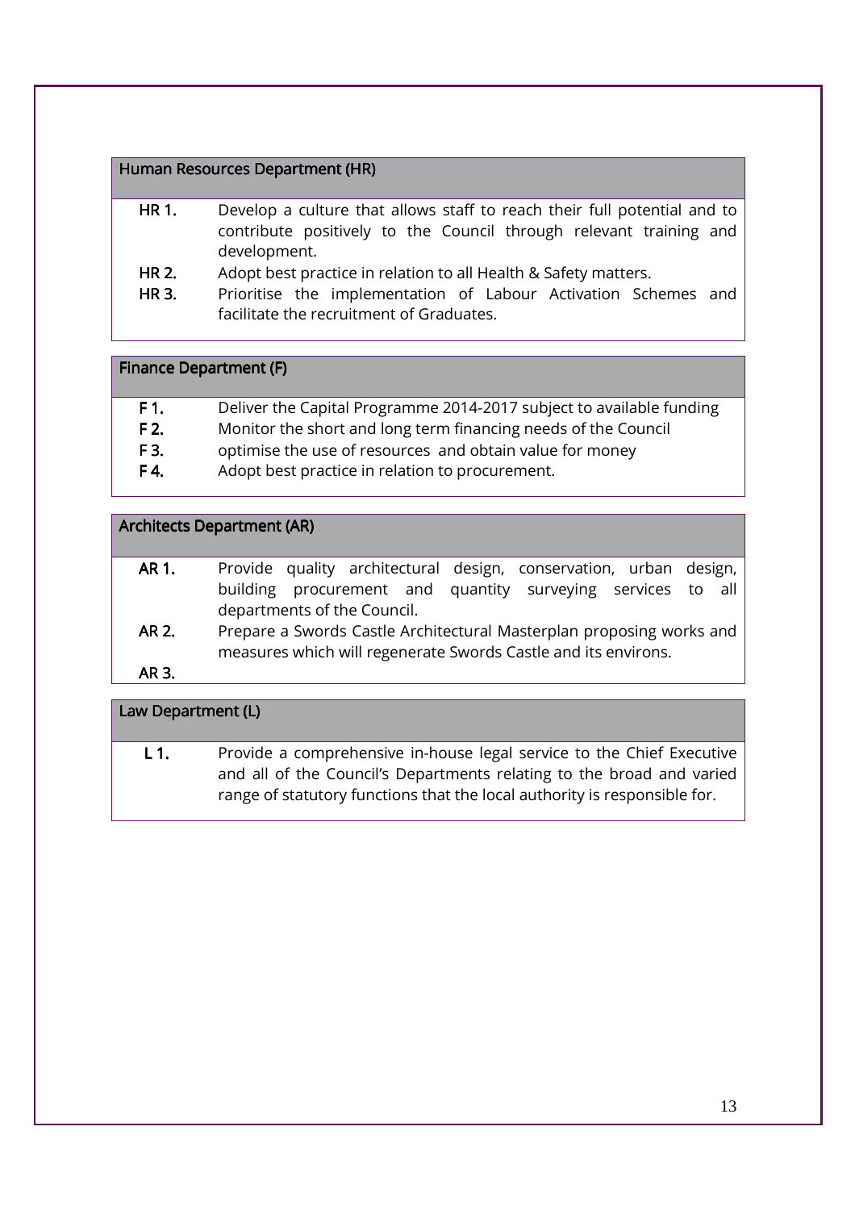| Human Resources Department (HR) | |
|---|---|
| **HR 1.** | Develop a culture that allows staff to reach their full potential and to contribute positively to the Council through relevant training and development. |
| **HR 2.** | Adopt best practice in relation to all Health & Safety matters. |
| **HR 3.** | Prioritise the implementation of Labour Activation Schemes and facilitate the recruitment of Graduates. |

| Finance Department (F) | |
|---|---|
| **F 1.** | Deliver the Capital Programme 2014-2017 subject to available funding |
| **F 2.** | Monitor the short and long term financing needs of the Council |
| **F 3.** | optimise the use of resources and obtain value for money |
| **F 4.** | Adopt best practice in relation to procurement. |

| Architects Department (AR) | |
|---|---|
| **AR 1.** | Provide quality architectural design, conservation, urban design, building procurement and quantity surveying services to all departments of the Council. |
| **AR 2.** | Prepare a Swords Castle Architectural Masterplan proposing works and measures which will regenerate Swords Castle and its environs. |
| **AR 3.** | |

| Law Department (L) | |
|---|---|
| **L 1.** | Provide a comprehensive in-house legal service to the Chief Executive and all of the Council's Departments relating to the broad and varied range of statutory functions that the local authority is responsible for. |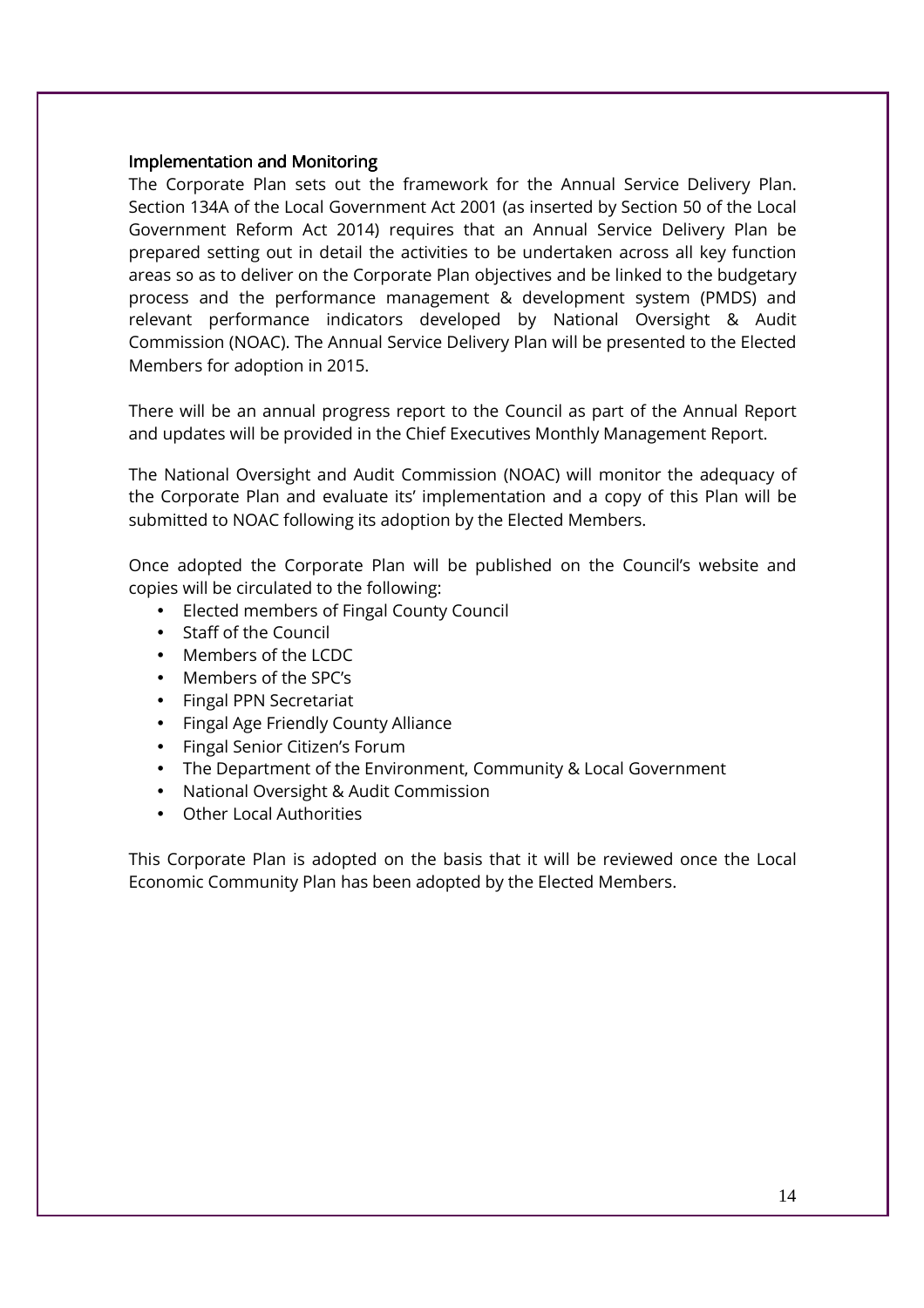## Implementation and Monitoring

The Corporate Plan sets out the framework for the Annual Service Delivery Plan. Section 134A of the Local Government Act 2001 (as inserted by Section 50 of the Local Government Reform Act 2014) requires that an Annual Service Delivery Plan be prepared setting out in detail the activities to be undertaken across all key function areas so as to deliver on the Corporate Plan objectives and be linked to the budgetary process and the performance management & development system (PMDS) and relevant performance indicators developed by National Oversight & Audit Commission (NOAC). The Annual Service Delivery Plan will be presented to the Elected Members for adoption in 2015.

There will be an annual progress report to the Council as part of the Annual Report and updates will be provided in the Chief Executives Monthly Management Report.

The National Oversight and Audit Commission (NOAC) will monitor the adequacy of the Corporate Plan and evaluate its' implementation and a copy of this Plan will be submitted to NOAC following its adoption by the Elected Members.

Once adopted the Corporate Plan will be published on the Council's website and copies will be circulated to the following:

- Elected members of Fingal County Council
- Staff of the Council
- Members of the LCDC
- Members of the SPC's
- Fingal PPN Secretariat
- Fingal Age Friendly County Alliance
- Fingal Senior Citizen's Forum
- The Department of the Environment, Community & Local Government
- National Oversight & Audit Commission
- Other Local Authorities

This Corporate Plan is adopted on the basis that it will be reviewed once the Local Economic Community Plan has been adopted by the Elected Members.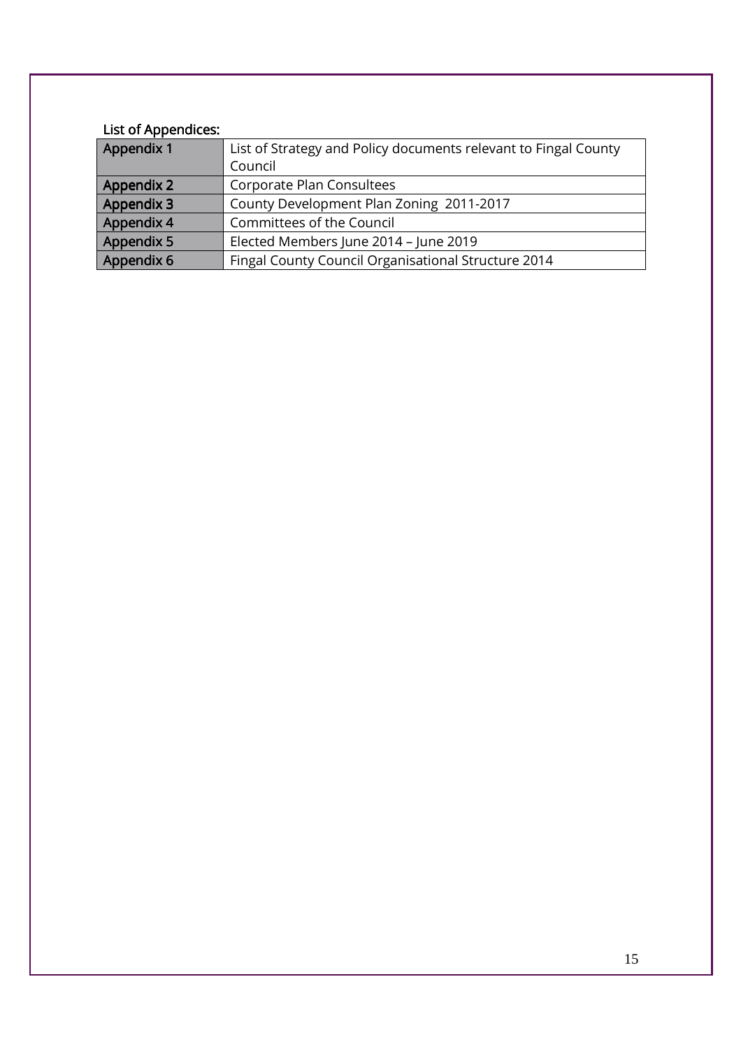List of Appendices:

| Appendix 1 | List of Strategy and Policy documents relevant to Fingal County Council |
|---|---|
| Appendix 2 | Corporate Plan Consultees |
| Appendix 3 | County Development Plan Zoning 2011-2017 |
| Appendix 4 | Committees of the Council |
| Appendix 5 | Elected Members June 2014 – June 2019 |
| Appendix 6 | Fingal County Council Organisational Structure 2014 |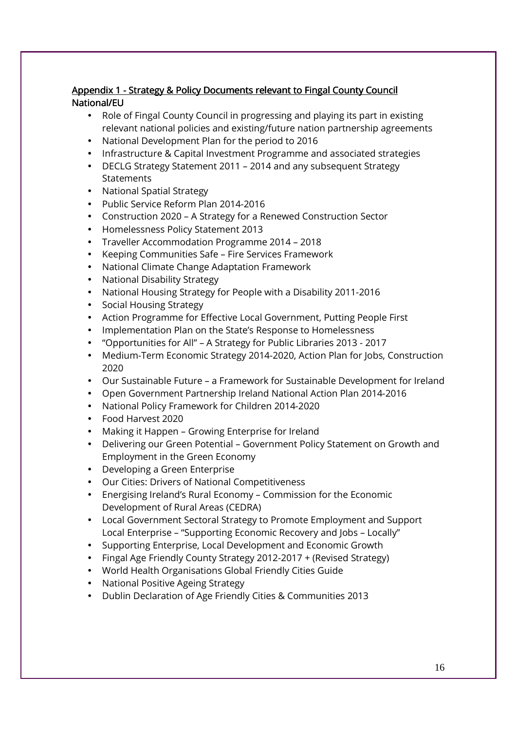## Appendix 1 - Strategy & Policy Documents relevant to Fingal County Council

### National/EU

- Role of Fingal County Council in progressing and playing its part in existing relevant national policies and existing/future nation partnership agreements
- National Development Plan for the period to 2016
- Infrastructure & Capital Investment Programme and associated strategies
- DECLG Strategy Statement 2011 – 2014 and any subsequent Strategy Statements
- National Spatial Strategy
- Public Service Reform Plan 2014-2016
- Construction 2020 – A Strategy for a Renewed Construction Sector
- Homelessness Policy Statement 2013
- Traveller Accommodation Programme 2014 – 2018
- Keeping Communities Safe – Fire Services Framework
- National Climate Change Adaptation Framework
- National Disability Strategy
- National Housing Strategy for People with a Disability 2011-2016
- Social Housing Strategy
- Action Programme for Effective Local Government, Putting People First
- Implementation Plan on the State's Response to Homelessness
- "Opportunities for All" – A Strategy for Public Libraries 2013 - 2017
- Medium-Term Economic Strategy 2014-2020, Action Plan for Jobs, Construction 2020
- Our Sustainable Future – a Framework for Sustainable Development for Ireland
- Open Government Partnership Ireland National Action Plan 2014-2016
- National Policy Framework for Children 2014-2020
- Food Harvest 2020
- Making it Happen – Growing Enterprise for Ireland
- Delivering our Green Potential – Government Policy Statement on Growth and Employment in the Green Economy
- Developing a Green Enterprise
- Our Cities: Drivers of National Competitiveness
- Energising Ireland's Rural Economy – Commission for the Economic Development of Rural Areas (CEDRA)
- Local Government Sectoral Strategy to Promote Employment and Support Local Enterprise – "Supporting Economic Recovery and Jobs – Locally"
- Supporting Enterprise, Local Development and Economic Growth
- Fingal Age Friendly County Strategy 2012-2017 + (Revised Strategy)
- World Health Organisations Global Friendly Cities Guide
- National Positive Ageing Strategy
- Dublin Declaration of Age Friendly Cities & Communities 2013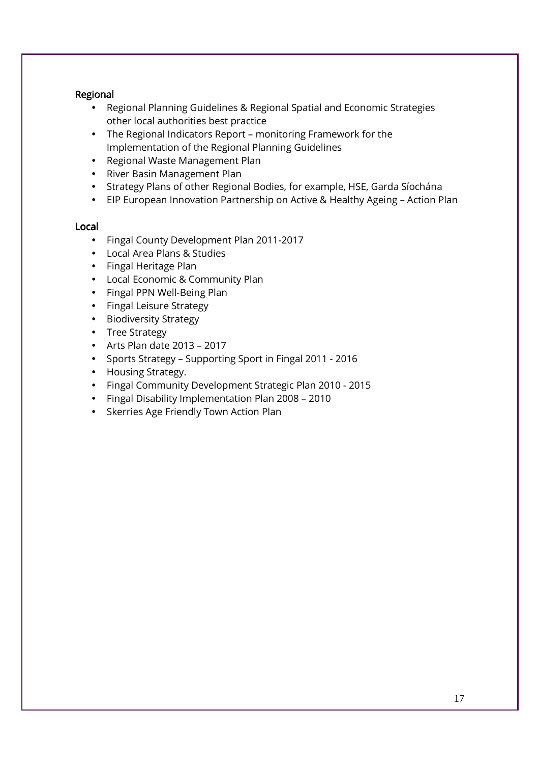### Regional

- Regional Planning Guidelines & Regional Spatial and Economic Strategies other local authorities best practice
- The Regional Indicators Report – monitoring Framework for the Implementation of the Regional Planning Guidelines
- Regional Waste Management Plan
- River Basin Management Plan
- Strategy Plans of other Regional Bodies, for example, HSE, Garda Síochána
- EIP European Innovation Partnership on Active & Healthy Ageing – Action Plan

### Local

- Fingal County Development Plan 2011-2017
- Local Area Plans & Studies
- Fingal Heritage Plan
- Local Economic & Community Plan
- Fingal PPN Well-Being Plan
- Fingal Leisure Strategy
- Biodiversity Strategy
- Tree Strategy
- Arts Plan date 2013 – 2017
- Sports Strategy – Supporting Sport in Fingal 2011 - 2016
- Housing Strategy.
- Fingal Community Development Strategic Plan 2010 - 2015
- Fingal Disability Implementation Plan 2008 – 2010
- Skerries Age Friendly Town Action Plan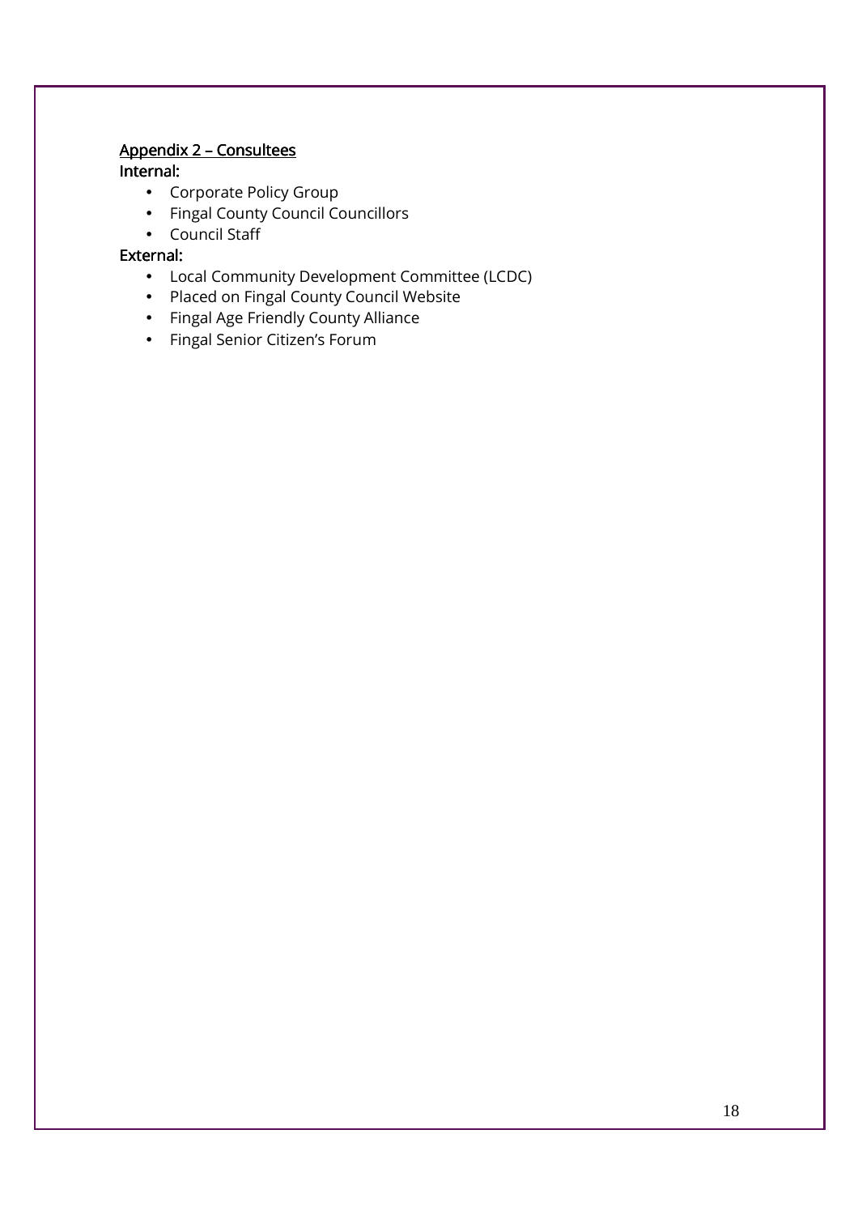## Appendix 2 – Consultees

**Internal:**

- Corporate Policy Group
- Fingal County Council Councillors
- Council Staff

**External:**

- Local Community Development Committee (LCDC)
- Placed on Fingal County Council Website
- Fingal Age Friendly County Alliance
- Fingal Senior Citizen's Forum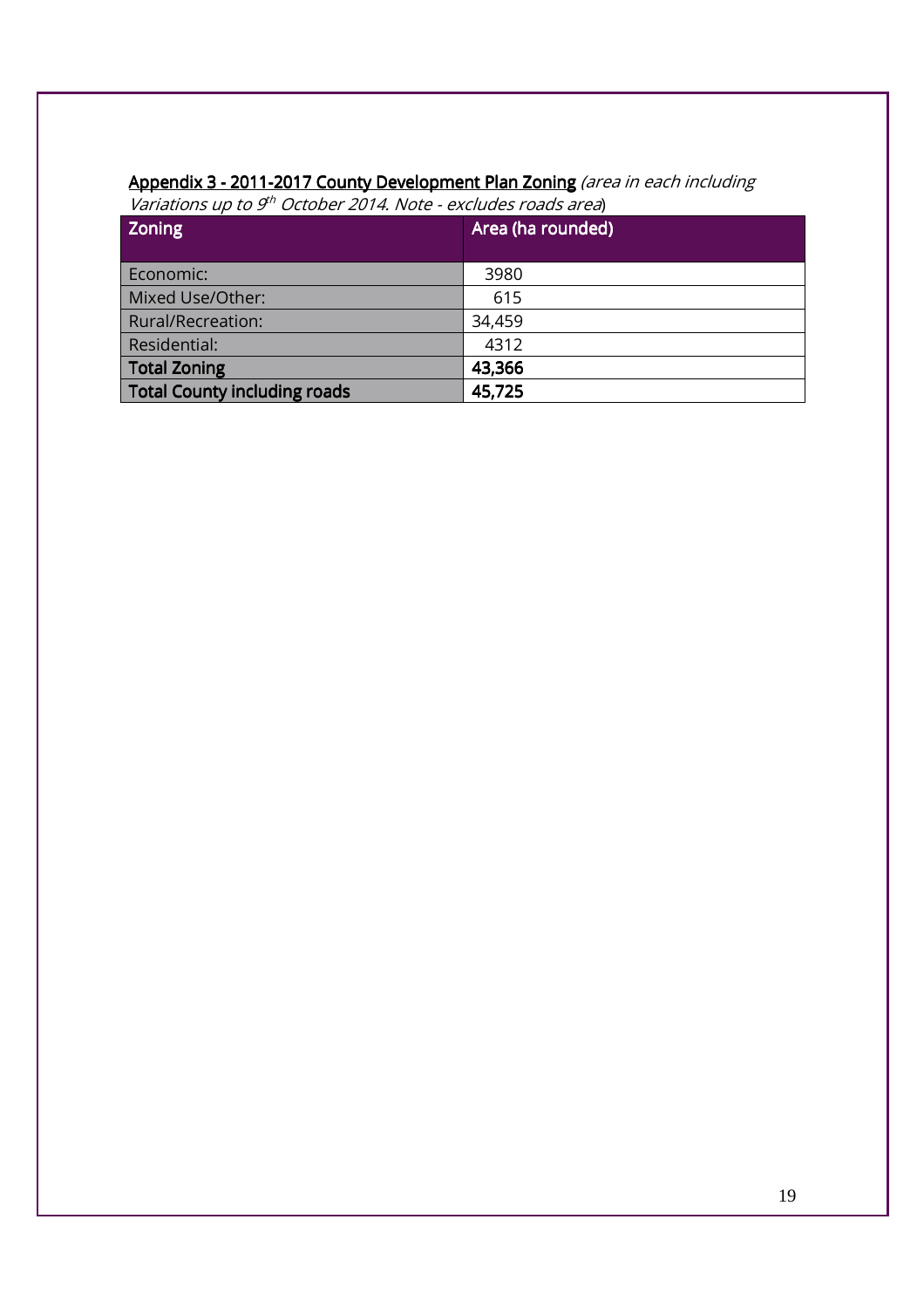**Appendix 3 - 2011-2017 County Development Plan Zoning** *(area in each including Variations up to 9th October 2014. Note - excludes roads area)*

| Zoning | Area (ha rounded) |
|---|---|
| Economic: | 3980 |
| Mixed Use/Other: | 615 |
| Rural/Recreation: | 34,459 |
| Residential: | 4312 |
| **Total Zoning** | **43,366** |
| **Total County including roads** | **45,725** |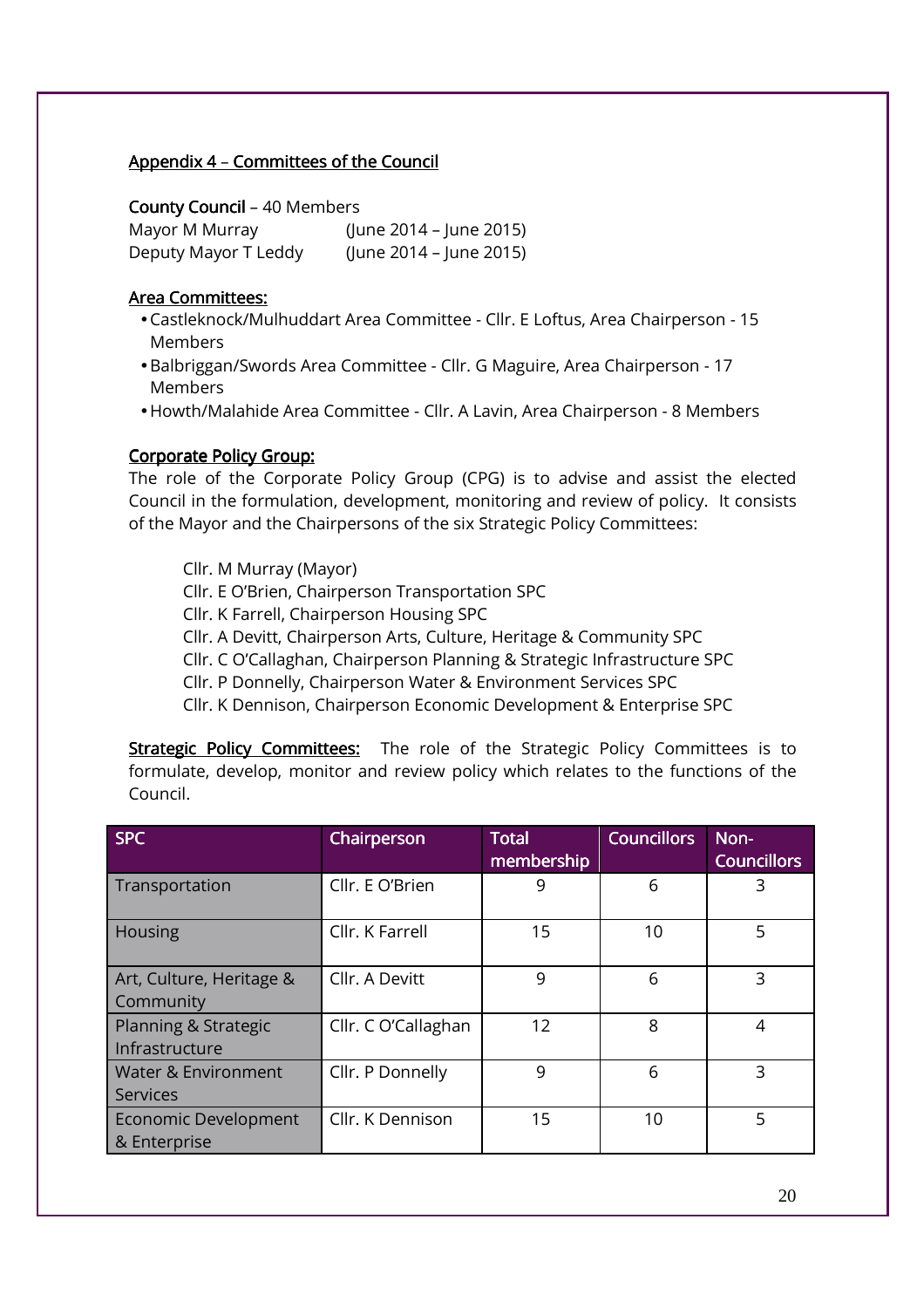## Appendix 4 – Committees of the Council

**County Council** – 40 Members

Mayor M Murray (June 2014 – June 2015)
Deputy Mayor T Leddy (June 2014 – June 2015)

### Area Committees:

- Castleknock/Mulhuddart Area Committee - Cllr. E Loftus, Area Chairperson - 15 Members
- Balbriggan/Swords Area Committee - Cllr. G Maguire, Area Chairperson - 17 Members
- Howth/Malahide Area Committee - Cllr. A Lavin, Area Chairperson - 8 Members

### Corporate Policy Group:

The role of the Corporate Policy Group (CPG) is to advise and assist the elected Council in the formulation, development, monitoring and review of policy. It consists of the Mayor and the Chairpersons of the six Strategic Policy Committees:

Cllr. M Murray (Mayor)
Cllr. E O'Brien, Chairperson Transportation SPC
Cllr. K Farrell, Chairperson Housing SPC
Cllr. A Devitt, Chairperson Arts, Culture, Heritage & Community SPC
Cllr. C O'Callaghan, Chairperson Planning & Strategic Infrastructure SPC
Cllr. P Donnelly, Chairperson Water & Environment Services SPC
Cllr. K Dennison, Chairperson Economic Development & Enterprise SPC

**Strategic Policy Committees:** The role of the Strategic Policy Committees is to formulate, develop, monitor and review policy which relates to the functions of the Council.

| SPC | Chairperson | Total membership | Councillors | Non-Councillors |
|---|---|---|---|---|
| Transportation | Cllr. E O'Brien | 9 | 6 | 3 |
| Housing | Cllr. K Farrell | 15 | 10 | 5 |
| Art, Culture, Heritage & Community | Cllr. A Devitt | 9 | 6 | 3 |
| Planning & Strategic Infrastructure | Cllr. C O'Callaghan | 12 | 8 | 4 |
| Water & Environment Services | Cllr. P Donnelly | 9 | 6 | 3 |
| Economic Development & Enterprise | Cllr. K Dennison | 15 | 10 | 5 |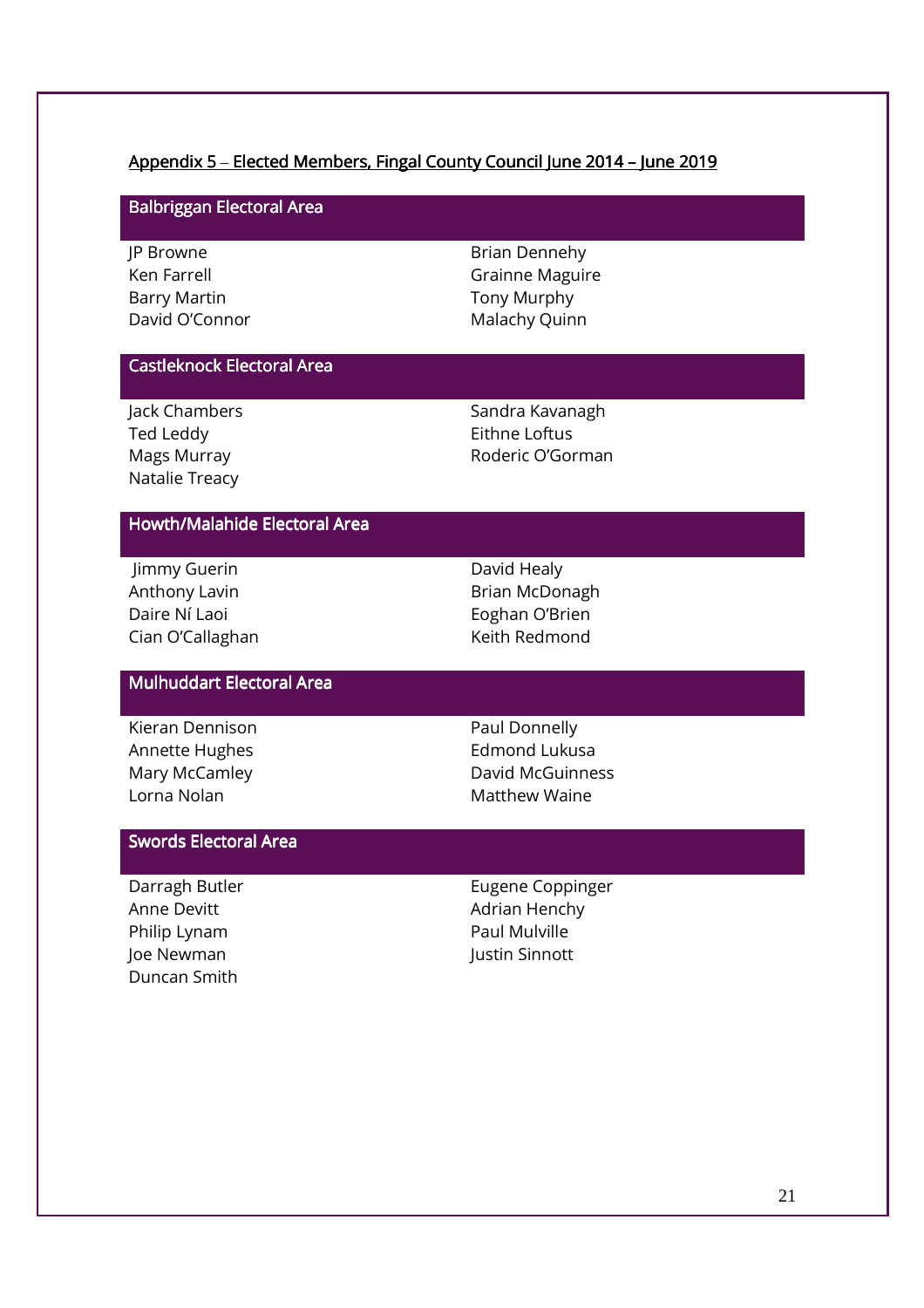## Appendix 5 – Elected Members, Fingal County Council June 2014 – June 2019

### Balbriggan Electoral Area

JP Browne
Ken Farrell
Barry Martin
David O'Connor
Brian Dennehy
Grainne Maguire
Tony Murphy
Malachy Quinn

### Castleknock Electoral Area

Jack Chambers
Ted Leddy
Mags Murray
Natalie Treacy
Sandra Kavanagh
Eithne Loftus
Roderic O'Gorman

### Howth/Malahide Electoral Area

Jimmy Guerin
Anthony Lavin
Daire Ní Laoi
Cian O'Callaghan
David Healy
Brian McDonagh
Eoghan O'Brien
Keith Redmond

### Mulhuddart Electoral Area

Kieran Dennison
Annette Hughes
Mary McCamley
Lorna Nolan
Paul Donnelly
Edmond Lukusa
David McGuinness
Matthew Waine

### Swords Electoral Area

Darragh Butler
Anne Devitt
Philip Lynam
Joe Newman
Duncan Smith
Eugene Coppinger
Adrian Henchy
Paul Mulville
Justin Sinnott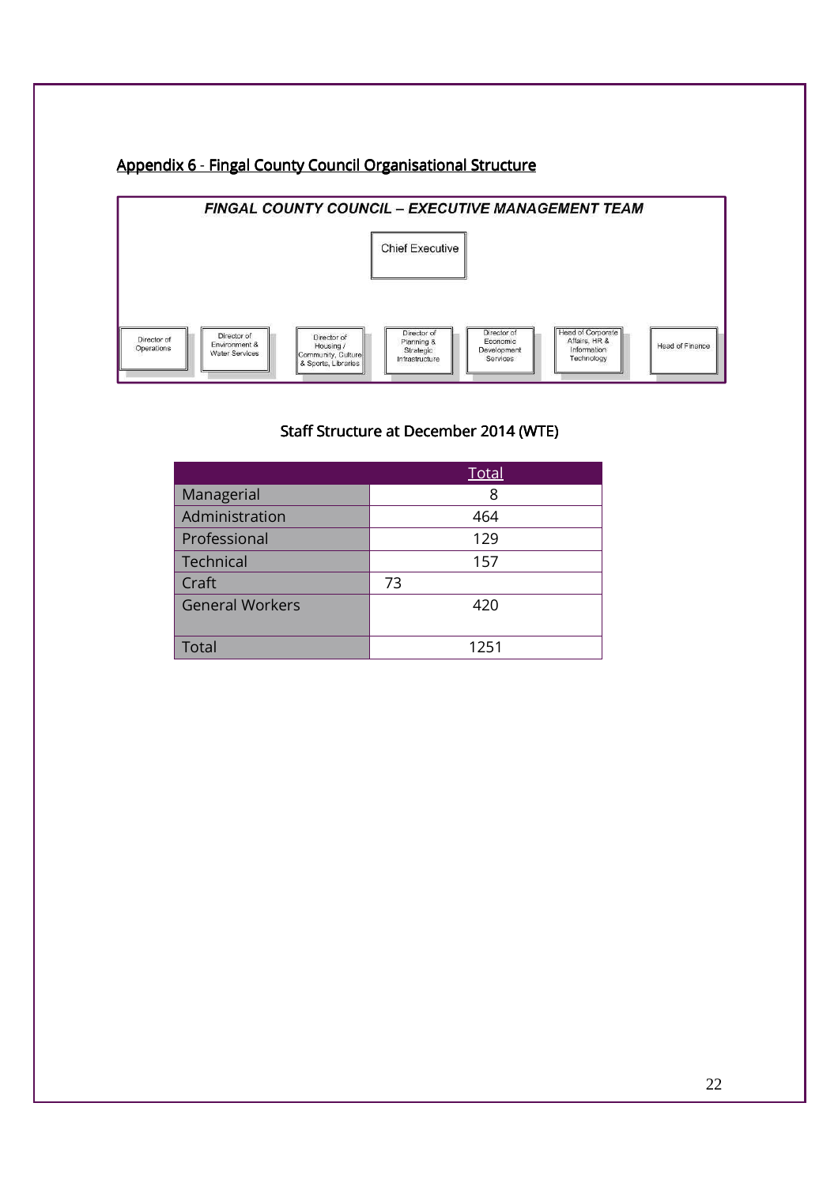## Appendix 6 - Fingal County Council Organisational Structure

FINGAL COUNTY COUNCIL – EXECUTIVE MANAGEMENT TEAM

Chief Executive

Director of Operations

Director of Environment & Water Services

Director of Housing / Community, Culture & Sports, Libraries

Director of Planning & Strategic Infrastructure

Director of Economic Development Services

Head of Corporate Affairs, HR & Information Technology

Head of Finance

### Staff Structure at December 2014 (WTE)

| | Total |
|---|---|
| Managerial | 8 |
| Administration | 464 |
| Professional | 129 |
| Technical | 157 |
| Craft | 73 |
| General Workers | 420 |
| Total | 1251 |